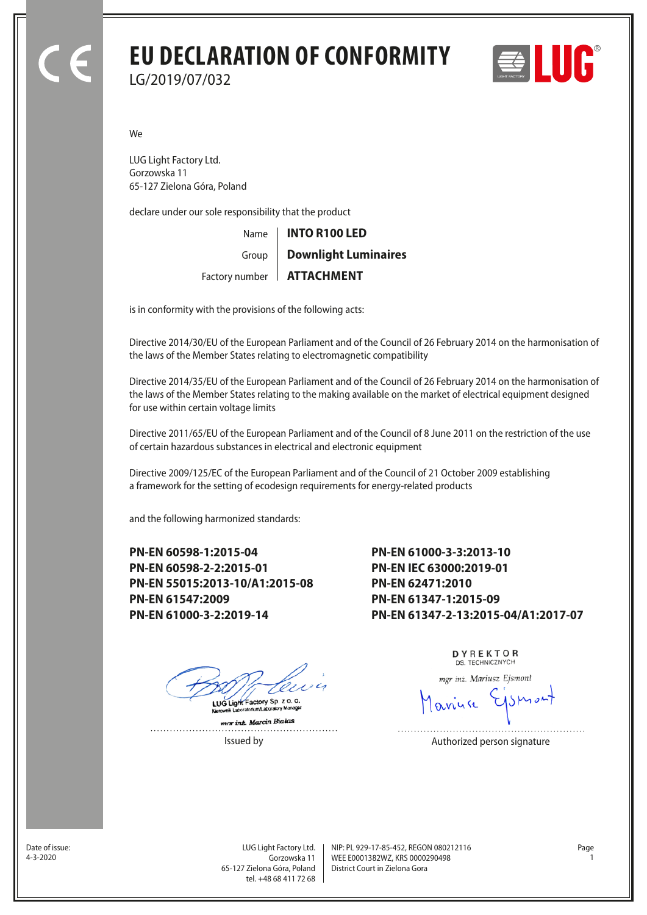# EU DECLARATION OF CONFORMITY

LG/2019/07/032

We

LUG Light Factory Ltd.
Gorzowska 11
65-127 Zielona Góra, Poland

declare under our sole responsibility that the product

| | |
|---|---|
| Name | **INTO R100 LED** |
| Group | **Downlight Luminaires** |
| Factory number | **ATTACHMENT** |

is in conformity with the provisions of the following acts:

Directive 2014/30/EU of the European Parliament and of the Council of 26 February 2014 on the harmonisation of the laws of the Member States relating to electromagnetic compatibility

Directive 2014/35/EU of the European Parliament and of the Council of 26 February 2014 on the harmonisation of the laws of the Member States relating to the making available on the market of electrical equipment designed for use within certain voltage limits

Directive 2011/65/EU of the European Parliament and of the Council of 8 June 2011 on the restriction of the use of certain hazardous substances in electrical and electronic equipment

Directive 2009/125/EC of the European Parliament and of the Council of 21 October 2009 establishing a framework for the setting of ecodesign requirements for energy-related products

and the following harmonized standards:

**PN-EN 60598-1:2015-04**
**PN-EN 60598-2-2:2015-01**
**PN-EN 55015:2013-10/A1:2015-08**
**PN-EN 61547:2009**
**PN-EN 61000-3-2:2019-14**
**PN-EN 61000-3-3:2013-10**
**PN-EN IEC 63000:2019-01**
**PN-EN 62471:2010**
**PN-EN 61347-1:2015-09**
**PN-EN 61347-2-13:2015-04/A1:2017-07**

LUG Light Factory Sp. z o. o.
Kierownik Laboratorium/Laboratory Manager
mgr inż. Marcin Białas

Issued by

DYREKTOR
DS. TECHNICZNYCH
mgr inż. Mariusz Ejsmont

Authorized person signature

Date of issue:
4-3-2020

LUG Light Factory Ltd.
Gorzowska 11
65-127 Zielona Góra, Poland
tel. +48 68 411 72 68

NIP: PL 929-17-85-452, REGON 080212116
WEE E0001382WZ, KRS 0000290498
District Court in Zielona Gora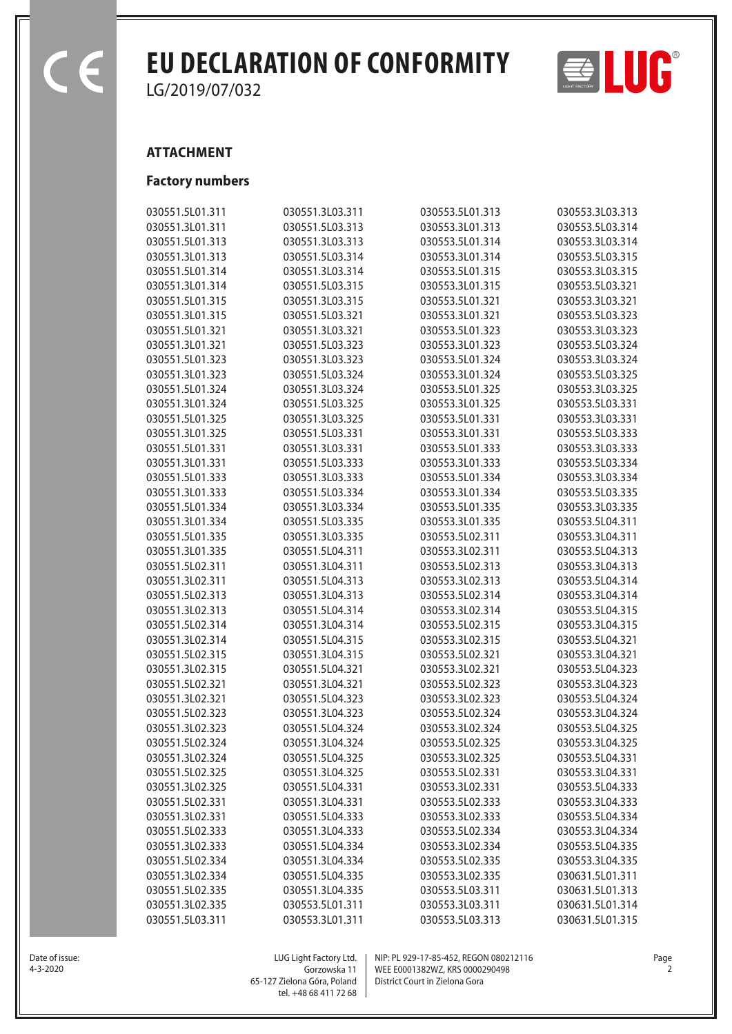# EU DECLARATION OF CONFORMITY

LG/2019/07/032

## ATTACHMENT

### Factory numbers

030551.5L01.311
030551.3L01.311
030551.5L01.313
030551.3L01.313
030551.5L01.314
030551.3L01.314
030551.5L01.315
030551.3L01.315
030551.5L01.321
030551.3L01.321
030551.5L01.323
030551.3L01.323
030551.5L01.324
030551.3L01.324
030551.5L01.325
030551.3L01.325
030551.5L01.331
030551.3L01.331
030551.5L01.333
030551.3L01.333
030551.5L01.334
030551.3L01.334
030551.5L01.335
030551.3L01.335
030551.5L02.311
030551.3L02.311
030551.5L02.313
030551.3L02.313
030551.5L02.314
030551.3L02.314
030551.5L02.315
030551.3L02.315
030551.5L02.321
030551.3L02.321
030551.5L02.323
030551.3L02.323
030551.5L02.324
030551.3L02.324
030551.5L02.325
030551.3L02.325
030551.5L02.331
030551.3L02.331
030551.5L02.333
030551.3L02.333
030551.5L02.334
030551.3L02.334
030551.5L02.335
030551.3L02.335
030551.5L03.311
030551.3L03.311
030551.5L03.313
030551.3L03.313
030551.5L03.314
030551.3L03.314
030551.5L03.315
030551.3L03.315
030551.5L03.321
030551.3L03.321
030551.5L03.323
030551.3L03.323
030551.5L03.324
030551.3L03.324
030551.5L03.325
030551.3L03.325
030551.5L03.331
030551.3L03.331
030551.5L03.333
030551.3L03.333
030551.5L03.334
030551.3L03.334
030551.5L03.335
030551.3L03.335
030551.5L04.311
030551.3L04.311
030551.5L04.313
030551.3L04.313
030551.5L04.314
030551.3L04.314
030551.5L04.315
030551.3L04.315
030551.5L04.321
030551.3L04.321
030551.5L04.323
030551.3L04.323
030551.5L04.324
030551.3L04.324
030551.5L04.325
030551.3L04.325
030551.5L04.331
030551.3L04.331
030551.5L04.333
030551.3L04.333
030551.5L04.334
030551.3L04.334
030551.5L04.335
030551.3L04.335
030553.5L01.311
030553.3L01.311
030553.5L01.313
030553.3L01.313
030553.5L01.314
030553.3L01.314
030553.5L01.315
030553.3L01.315
030553.5L01.321
030553.3L01.321
030553.5L01.323
030553.3L01.323
030553.5L01.324
030553.3L01.324
030553.5L01.325
030553.3L01.325
030553.5L01.331
030553.3L01.331
030553.5L01.333
030553.3L01.333
030553.5L01.334
030553.3L01.334
030553.5L01.335
030553.3L01.335
030553.5L02.311
030553.3L02.311
030553.5L02.313
030553.3L02.313
030553.5L02.314
030553.3L02.314
030553.5L02.315
030553.3L02.315
030553.5L02.321
030553.3L02.321
030553.5L02.323
030553.3L02.323
030553.5L02.324
030553.3L02.324
030553.5L02.325
030553.3L02.325
030553.5L02.331
030553.3L02.331
030553.5L02.333
030553.3L02.333
030553.5L02.334
030553.3L02.334
030553.5L02.335
030553.3L02.335
030553.5L03.311
030553.3L03.311
030553.5L03.313
030553.3L03.313
030553.5L03.314
030553.3L03.314
030553.5L03.315
030553.3L03.315
030553.5L03.321
030553.3L03.321
030553.5L03.323
030553.3L03.323
030553.5L03.324
030553.3L03.324
030553.5L03.325
030553.3L03.325
030553.5L03.331
030553.3L03.331
030553.5L03.333
030553.3L03.333
030553.5L03.334
030553.3L03.334
030553.5L03.335
030553.3L03.335
030553.5L04.311
030553.3L04.311
030553.5L04.313
030553.3L04.313
030553.5L04.314
030553.3L04.314
030553.5L04.315
030553.3L04.315
030553.5L04.321
030553.3L04.321
030553.5L04.323
030553.3L04.323
030553.5L04.324
030553.3L04.324
030553.5L04.325
030553.3L04.325
030553.5L04.331
030553.3L04.331
030553.5L04.333
030553.3L04.333
030553.5L04.334
030553.3L04.334
030553.5L04.335
030553.3L04.335
030631.5L01.311
030631.5L01.313
030631.5L01.314
030631.5L01.315

Date of issue:
4-3-2020

LUG Light Factory Ltd.
Gorzowska 11
65-127 Zielona Góra, Poland
tel. +48 68 411 72 68

NIP: PL 929-17-85-452, REGON 080212116
WEE E0001382WZ, KRS 0000290498
District Court in Zielona Gora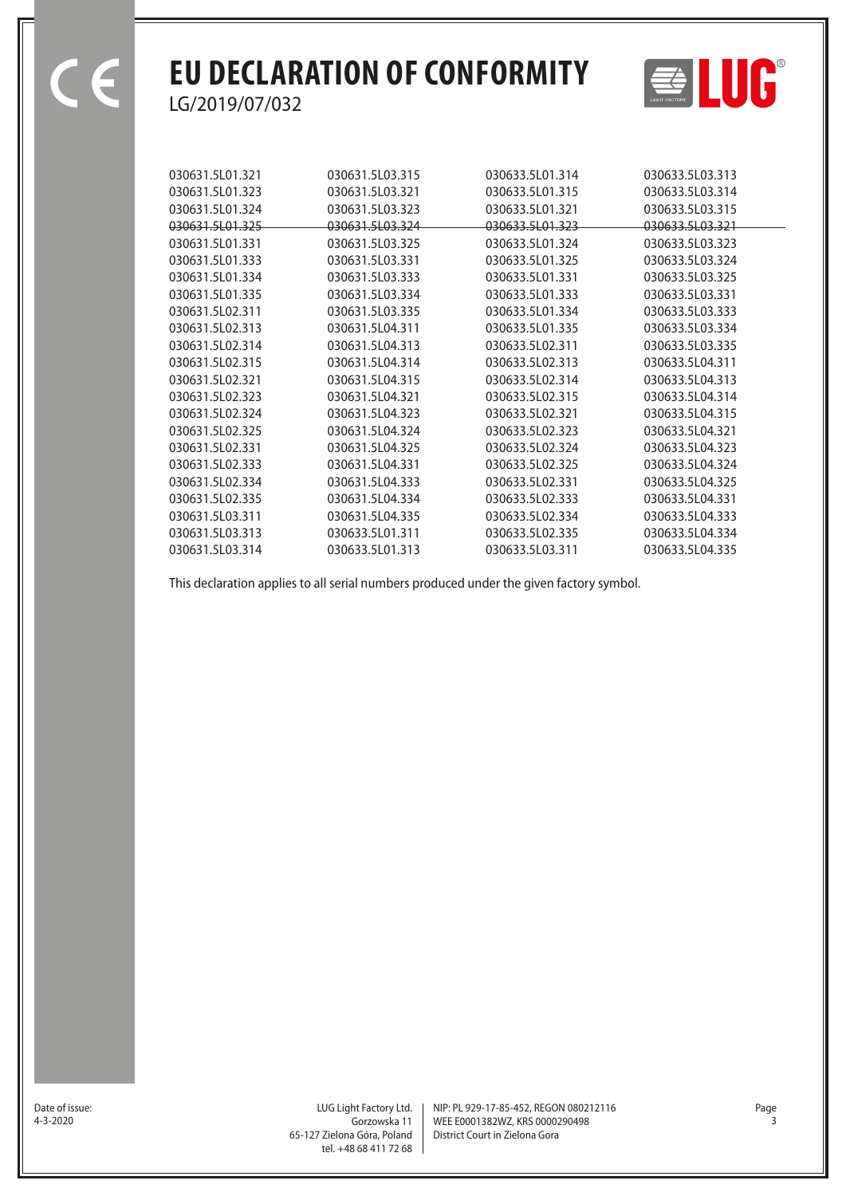| | | | |
|---|---|---|---|
| 030631.5L01.321 | 030631.5L03.315 | 030633.5L01.314 | 030633.5L03.313 |
| 030631.5L01.323 | 030631.5L03.321 | 030633.5L01.315 | 030633.5L03.314 |
| 030631.5L01.324 | 030631.5L03.323 | 030633.5L01.321 | 030633.5L03.315 |
| ~~030631.5L01.325~~ | ~~030631.5L03.324~~ | ~~030633.5L01.323~~ | ~~030633.5L03.321~~ |
| 030631.5L01.331 | 030631.5L03.325 | 030633.5L01.324 | 030633.5L03.323 |
| 030631.5L01.333 | 030631.5L03.331 | 030633.5L01.325 | 030633.5L03.324 |
| 030631.5L01.334 | 030631.5L03.333 | 030633.5L01.331 | 030633.5L03.325 |
| 030631.5L01.335 | 030631.5L03.334 | 030633.5L01.333 | 030633.5L03.331 |
| 030631.5L02.311 | 030631.5L03.335 | 030633.5L01.334 | 030633.5L03.333 |
| 030631.5L02.313 | 030631.5L04.311 | 030633.5L01.335 | 030633.5L03.334 |
| 030631.5L02.314 | 030631.5L04.313 | 030633.5L02.311 | 030633.5L03.335 |
| 030631.5L02.315 | 030631.5L04.314 | 030633.5L02.313 | 030633.5L04.311 |
| 030631.5L02.321 | 030631.5L04.315 | 030633.5L02.314 | 030633.5L04.313 |
| 030631.5L02.323 | 030631.5L04.321 | 030633.5L02.315 | 030633.5L04.314 |
| 030631.5L02.324 | 030631.5L04.323 | 030633.5L02.321 | 030633.5L04.315 |
| 030631.5L02.325 | 030631.5L04.324 | 030633.5L02.323 | 030633.5L04.321 |
| 030631.5L02.331 | 030631.5L04.325 | 030633.5L02.324 | 030633.5L04.323 |
| 030631.5L02.333 | 030631.5L04.331 | 030633.5L02.325 | 030633.5L04.324 |
| 030631.5L02.334 | 030631.5L04.333 | 030633.5L02.331 | 030633.5L04.325 |
| 030631.5L02.335 | 030631.5L04.334 | 030633.5L02.333 | 030633.5L04.331 |
| 030631.5L03.311 | 030631.5L04.335 | 030633.5L02.334 | 030633.5L04.333 |
| 030631.5L03.313 | 030633.5L01.311 | 030633.5L02.335 | 030633.5L04.334 |
| 030631.5L03.314 | 030633.5L01.313 | 030633.5L03.311 | 030633.5L04.335 |

This declaration applies to all serial numbers produced under the given factory symbol.